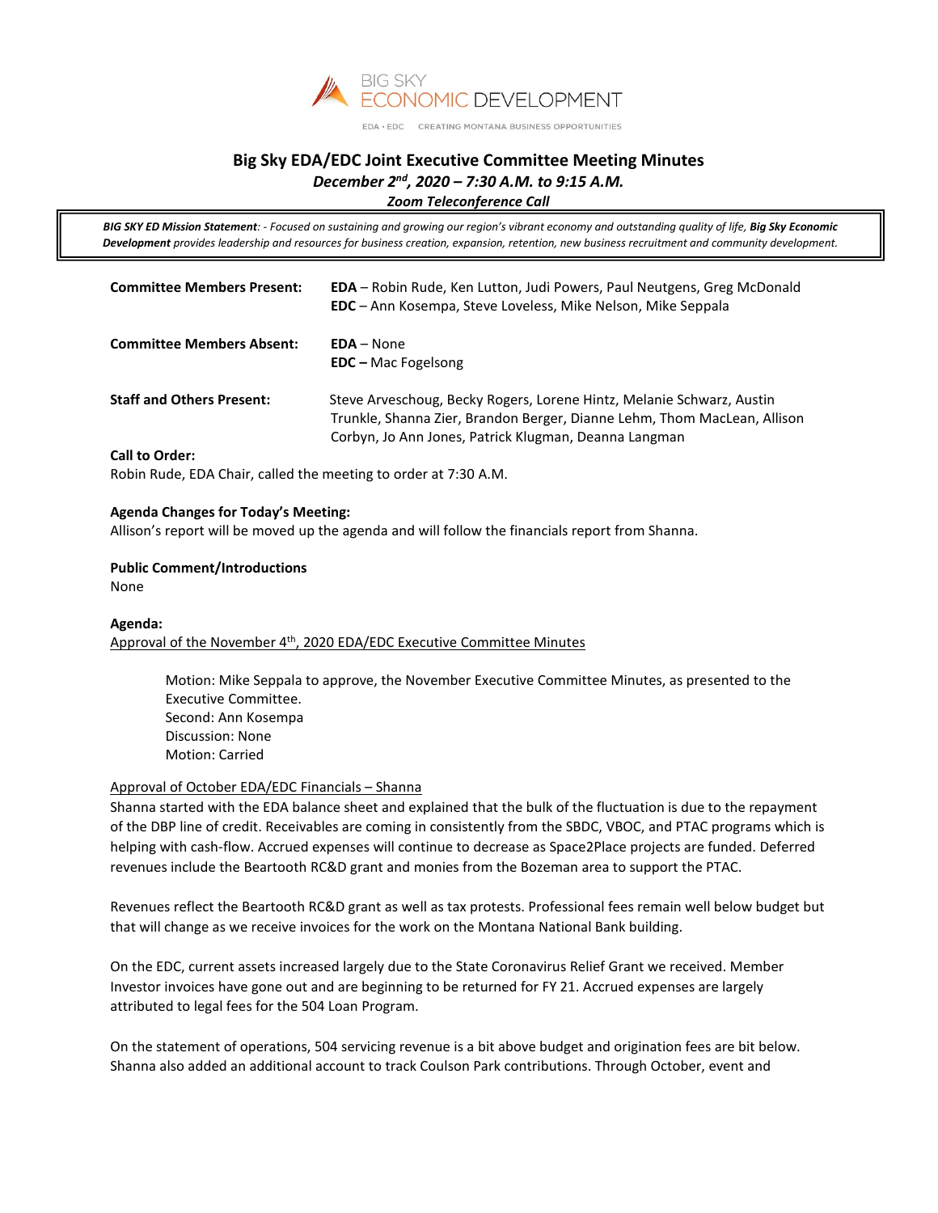BIG SKY ECONOMIC DEVELOPMENT

EDA • EDC CREATING MONTANA BUSINESS OPPORTUNITIES

# Big Sky EDA/EDC Joint Executive Committee Meeting Minutes

***December 2nd, 2020 – 7:30 A.M. to 9:15 A.M.***

***Zoom Teleconference Call***

> ***BIG SKY ED Mission Statement**: - Focused on sustaining and growing our region's vibrant economy and outstanding quality of life, **Big Sky Economic Development** provides leadership and resources for business creation, expansion, retention, new business recruitment and community development.*

**Committee Members Present:** **EDA** – Robin Rude, Ken Lutton, Judi Powers, Paul Neutgens, Greg McDonald
**EDC** – Ann Kosempa, Steve Loveless, Mike Nelson, Mike Seppala

**Committee Members Absent:** **EDA** – None
**EDC –** Mac Fogelsong

**Staff and Others Present:** Steve Arveschoug, Becky Rogers, Lorene Hintz, Melanie Schwarz, Austin Trunkle, Shanna Zier, Brandon Berger, Dianne Lehm, Thom MacLean, Allison Corbyn, Jo Ann Jones, Patrick Klugman, Deanna Langman

**Call to Order:**
Robin Rude, EDA Chair, called the meeting to order at 7:30 A.M.

**Agenda Changes for Today's Meeting:**
Allison's report will be moved up the agenda and will follow the financials report from Shanna.

**Public Comment/Introductions**
None

**Agenda:**
Approval of the November 4th, 2020 EDA/EDC Executive Committee Minutes

> Motion: Mike Seppala to approve, the November Executive Committee Minutes, as presented to the Executive Committee.
> Second: Ann Kosempa
> Discussion: None
> Motion: Carried

Approval of October EDA/EDC Financials – Shanna

Shanna started with the EDA balance sheet and explained that the bulk of the fluctuation is due to the repayment of the DBP line of credit. Receivables are coming in consistently from the SBDC, VBOC, and PTAC programs which is helping with cash-flow. Accrued expenses will continue to decrease as Space2Place projects are funded. Deferred revenues include the Beartooth RC&D grant and monies from the Bozeman area to support the PTAC.

Revenues reflect the Beartooth RC&D grant as well as tax protests. Professional fees remain well below budget but that will change as we receive invoices for the work on the Montana National Bank building.

On the EDC, current assets increased largely due to the State Coronavirus Relief Grant we received. Member Investor invoices have gone out and are beginning to be returned for FY 21. Accrued expenses are largely attributed to legal fees for the 504 Loan Program.

On the statement of operations, 504 servicing revenue is a bit above budget and origination fees are bit below. Shanna also added an additional account to track Coulson Park contributions. Through October, event and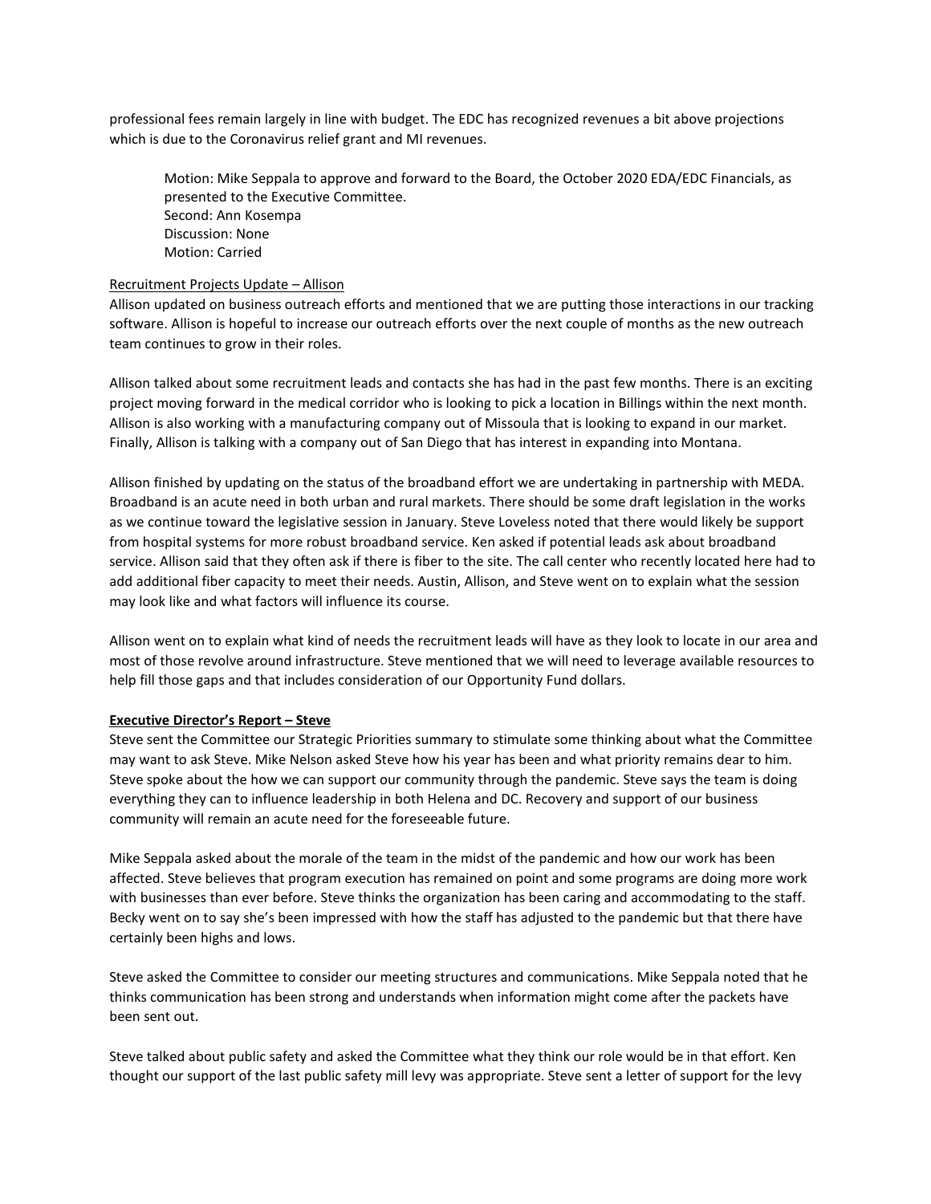professional fees remain largely in line with budget. The EDC has recognized revenues a bit above projections which is due to the Coronavirus relief grant and MI revenues.

> Motion: Mike Seppala to approve and forward to the Board, the October 2020 EDA/EDC Financials, as presented to the Executive Committee.
> Second: Ann Kosempa
> Discussion: None
> Motion: Carried

<u>Recruitment Projects Update – Allison</u>

Allison updated on business outreach efforts and mentioned that we are putting those interactions in our tracking software. Allison is hopeful to increase our outreach efforts over the next couple of months as the new outreach team continues to grow in their roles.

Allison talked about some recruitment leads and contacts she has had in the past few months. There is an exciting project moving forward in the medical corridor who is looking to pick a location in Billings within the next month. Allison is also working with a manufacturing company out of Missoula that is looking to expand in our market. Finally, Allison is talking with a company out of San Diego that has interest in expanding into Montana.

Allison finished by updating on the status of the broadband effort we are undertaking in partnership with MEDA. Broadband is an acute need in both urban and rural markets. There should be some draft legislation in the works as we continue toward the legislative session in January. Steve Loveless noted that there would likely be support from hospital systems for more robust broadband service. Ken asked if potential leads ask about broadband service. Allison said that they often ask if there is fiber to the site. The call center who recently located here had to add additional fiber capacity to meet their needs. Austin, Allison, and Steve went on to explain what the session may look like and what factors will influence its course.

Allison went on to explain what kind of needs the recruitment leads will have as they look to locate in our area and most of those revolve around infrastructure. Steve mentioned that we will need to leverage available resources to help fill those gaps and that includes consideration of our Opportunity Fund dollars.

**<u>Executive Director's Report – Steve</u>**

Steve sent the Committee our Strategic Priorities summary to stimulate some thinking about what the Committee may want to ask Steve. Mike Nelson asked Steve how his year has been and what priority remains dear to him. Steve spoke about the how we can support our community through the pandemic. Steve says the team is doing everything they can to influence leadership in both Helena and DC. Recovery and support of our business community will remain an acute need for the foreseeable future.

Mike Seppala asked about the morale of the team in the midst of the pandemic and how our work has been affected. Steve believes that program execution has remained on point and some programs are doing more work with businesses than ever before. Steve thinks the organization has been caring and accommodating to the staff. Becky went on to say she's been impressed with how the staff has adjusted to the pandemic but that there have certainly been highs and lows.

Steve asked the Committee to consider our meeting structures and communications. Mike Seppala noted that he thinks communication has been strong and understands when information might come after the packets have been sent out.

Steve talked about public safety and asked the Committee what they think our role would be in that effort. Ken thought our support of the last public safety mill levy was appropriate. Steve sent a letter of support for the levy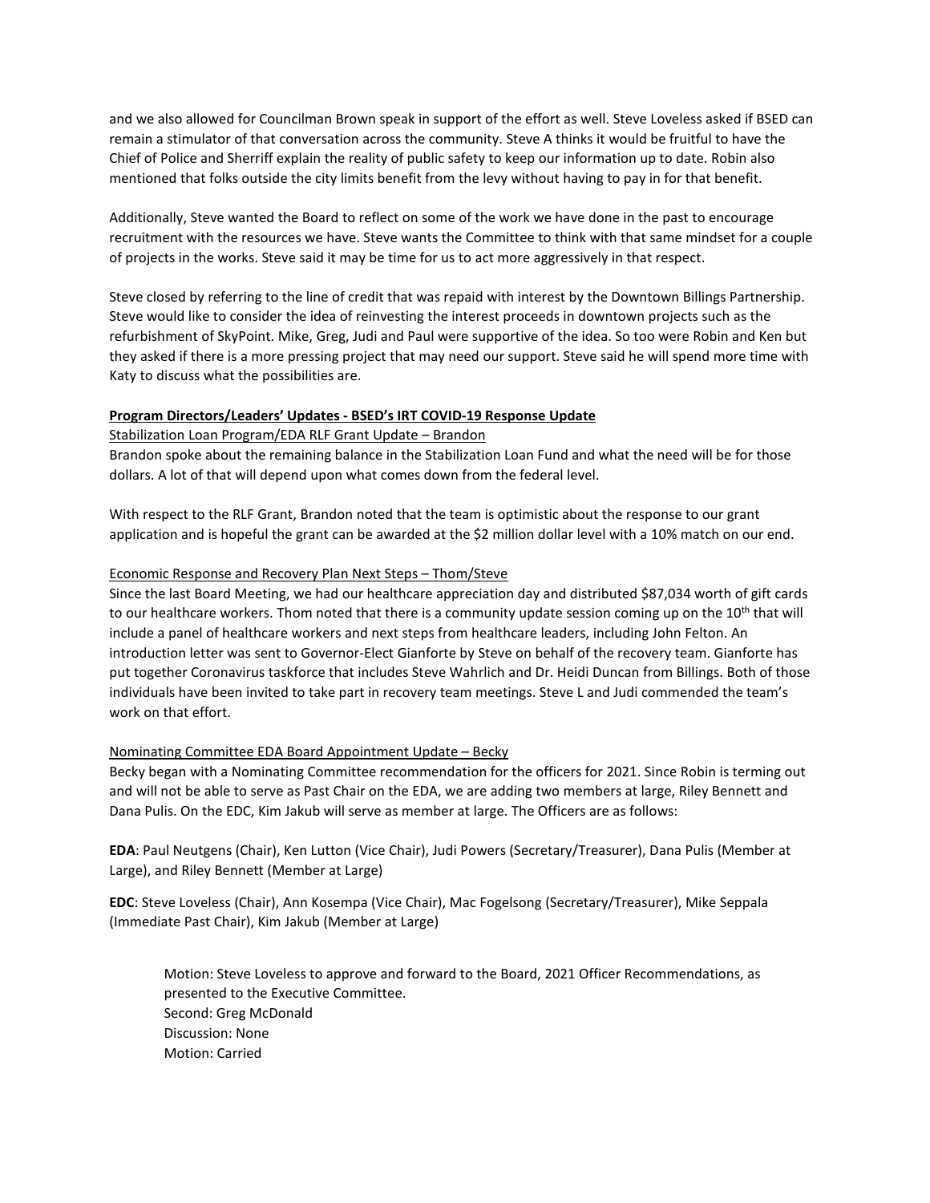and we also allowed for Councilman Brown speak in support of the effort as well. Steve Loveless asked if BSED can remain a stimulator of that conversation across the community. Steve A thinks it would be fruitful to have the Chief of Police and Sherriff explain the reality of public safety to keep our information up to date. Robin also mentioned that folks outside the city limits benefit from the levy without having to pay in for that benefit.

Additionally, Steve wanted the Board to reflect on some of the work we have done in the past to encourage recruitment with the resources we have. Steve wants the Committee to think with that same mindset for a couple of projects in the works. Steve said it may be time for us to act more aggressively in that respect.

Steve closed by referring to the line of credit that was repaid with interest by the Downtown Billings Partnership. Steve would like to consider the idea of reinvesting the interest proceeds in downtown projects such as the refurbishment of SkyPoint. Mike, Greg, Judi and Paul were supportive of the idea. So too were Robin and Ken but they asked if there is a more pressing project that may need our support. Steve said he will spend more time with Katy to discuss what the possibilities are.

**Program Directors/Leaders' Updates - BSED's IRT COVID-19 Response Update**

Stabilization Loan Program/EDA RLF Grant Update – Brandon

Brandon spoke about the remaining balance in the Stabilization Loan Fund and what the need will be for those dollars. A lot of that will depend upon what comes down from the federal level.

With respect to the RLF Grant, Brandon noted that the team is optimistic about the response to our grant application and is hopeful the grant can be awarded at the $2 million dollar level with a 10% match on our end.

Economic Response and Recovery Plan Next Steps – Thom/Steve

Since the last Board Meeting, we had our healthcare appreciation day and distributed $87,034 worth of gift cards to our healthcare workers. Thom noted that there is a community update session coming up on the 10th that will include a panel of healthcare workers and next steps from healthcare leaders, including John Felton. An introduction letter was sent to Governor-Elect Gianforte by Steve on behalf of the recovery team. Gianforte has put together Coronavirus taskforce that includes Steve Wahrlich and Dr. Heidi Duncan from Billings. Both of those individuals have been invited to take part in recovery team meetings. Steve L and Judi commended the team's work on that effort.

Nominating Committee EDA Board Appointment Update – Becky

Becky began with a Nominating Committee recommendation for the officers for 2021. Since Robin is terming out and will not be able to serve as Past Chair on the EDA, we are adding two members at large, Riley Bennett and Dana Pulis. On the EDC, Kim Jakub will serve as member at large. The Officers are as follows:

**EDA**: Paul Neutgens (Chair), Ken Lutton (Vice Chair), Judi Powers (Secretary/Treasurer), Dana Pulis (Member at Large), and Riley Bennett (Member at Large)

**EDC**: Steve Loveless (Chair), Ann Kosempa (Vice Chair), Mac Fogelsong (Secretary/Treasurer), Mike Seppala (Immediate Past Chair), Kim Jakub (Member at Large)

> Motion: Steve Loveless to approve and forward to the Board, 2021 Officer Recommendations, as presented to the Executive Committee.
> Second: Greg McDonald
> Discussion: None
> Motion: Carried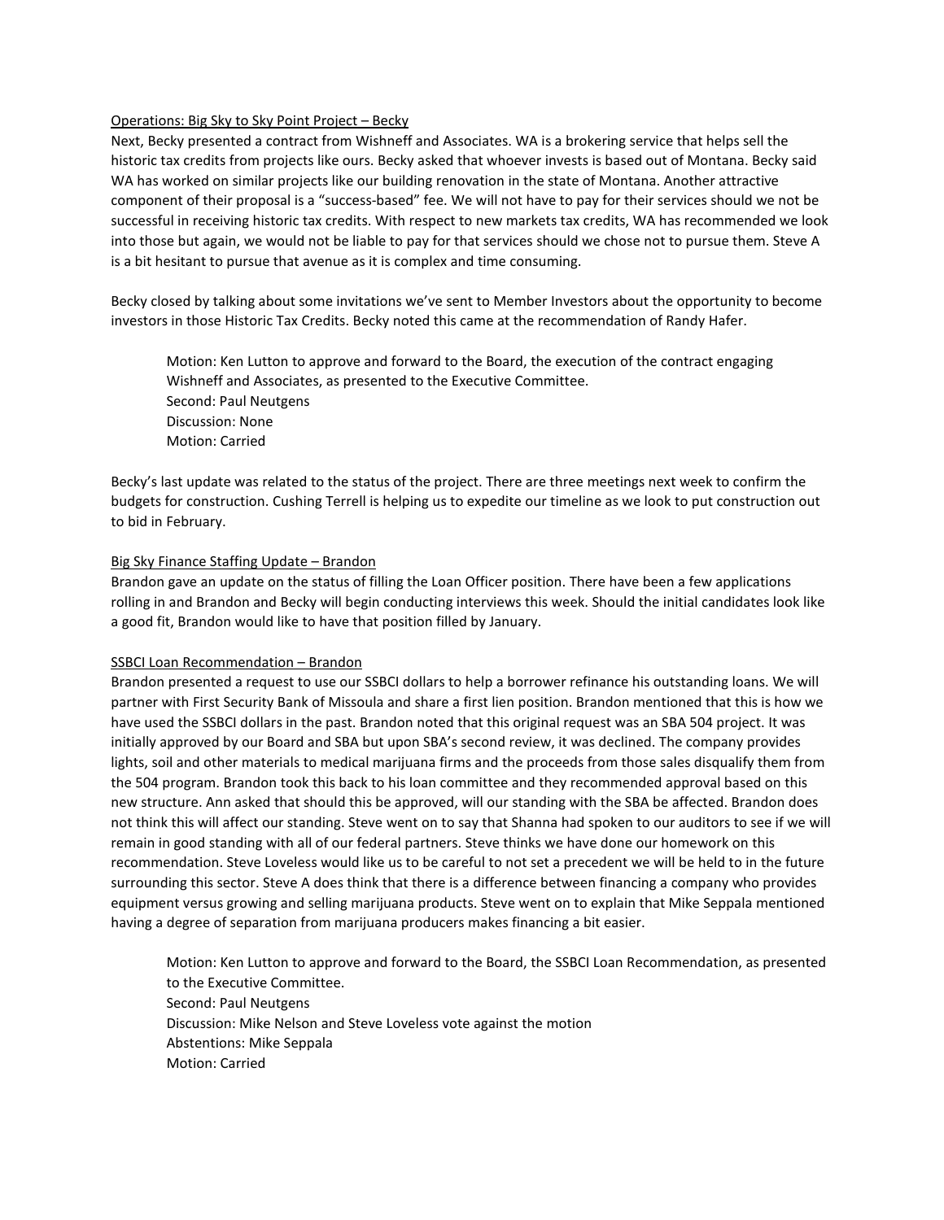Operations: Big Sky to Sky Point Project – Becky

Next, Becky presented a contract from Wishneff and Associates. WA is a brokering service that helps sell the historic tax credits from projects like ours. Becky asked that whoever invests is based out of Montana. Becky said WA has worked on similar projects like our building renovation in the state of Montana. Another attractive component of their proposal is a "success-based" fee. We will not have to pay for their services should we not be successful in receiving historic tax credits. With respect to new markets tax credits, WA has recommended we look into those but again, we would not be liable to pay for that services should we chose not to pursue them. Steve A is a bit hesitant to pursue that avenue as it is complex and time consuming.

Becky closed by talking about some invitations we've sent to Member Investors about the opportunity to become investors in those Historic Tax Credits. Becky noted this came at the recommendation of Randy Hafer.

> Motion: Ken Lutton to approve and forward to the Board, the execution of the contract engaging Wishneff and Associates, as presented to the Executive Committee.
> Second: Paul Neutgens
> Discussion: None
> Motion: Carried

Becky's last update was related to the status of the project. There are three meetings next week to confirm the budgets for construction. Cushing Terrell is helping us to expedite our timeline as we look to put construction out to bid in February.

Big Sky Finance Staffing Update – Brandon

Brandon gave an update on the status of filling the Loan Officer position. There have been a few applications rolling in and Brandon and Becky will begin conducting interviews this week. Should the initial candidates look like a good fit, Brandon would like to have that position filled by January.

SSBCI Loan Recommendation – Brandon

Brandon presented a request to use our SSBCI dollars to help a borrower refinance his outstanding loans. We will partner with First Security Bank of Missoula and share a first lien position. Brandon mentioned that this is how we have used the SSBCI dollars in the past. Brandon noted that this original request was an SBA 504 project. It was initially approved by our Board and SBA but upon SBA's second review, it was declined. The company provides lights, soil and other materials to medical marijuana firms and the proceeds from those sales disqualify them from the 504 program. Brandon took this back to his loan committee and they recommended approval based on this new structure. Ann asked that should this be approved, will our standing with the SBA be affected. Brandon does not think this will affect our standing. Steve went on to say that Shanna had spoken to our auditors to see if we will remain in good standing with all of our federal partners. Steve thinks we have done our homework on this recommendation. Steve Loveless would like us to be careful to not set a precedent we will be held to in the future surrounding this sector. Steve A does think that there is a difference between financing a company who provides equipment versus growing and selling marijuana products. Steve went on to explain that Mike Seppala mentioned having a degree of separation from marijuana producers makes financing a bit easier.

> Motion: Ken Lutton to approve and forward to the Board, the SSBCI Loan Recommendation, as presented to the Executive Committee.
> Second: Paul Neutgens
> Discussion: Mike Nelson and Steve Loveless vote against the motion
> Abstentions: Mike Seppala
> Motion: Carried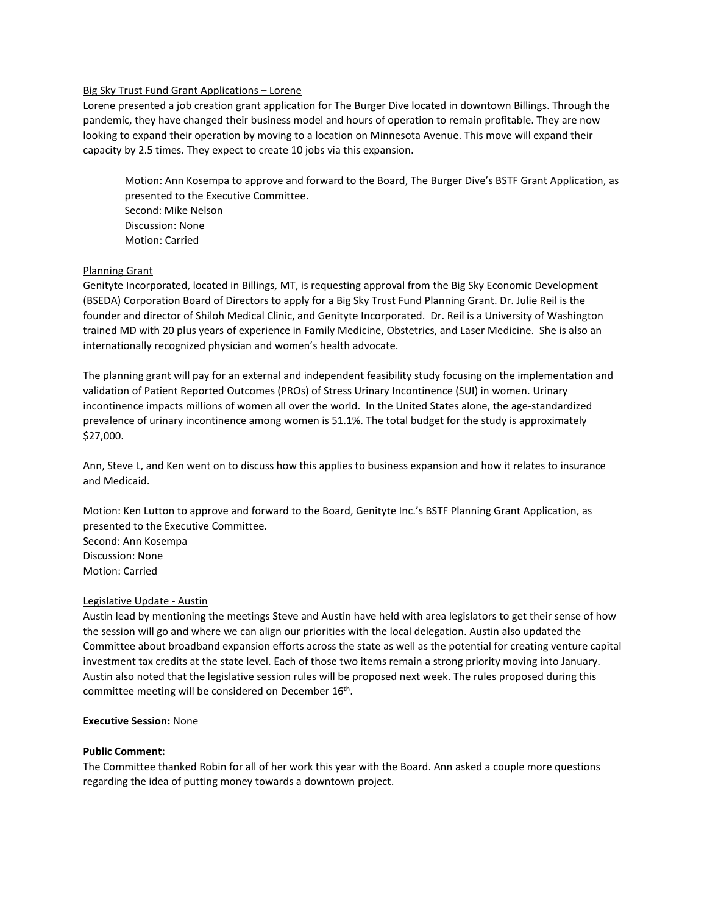<u>Big Sky Trust Fund Grant Applications – Lorene</u>

Lorene presented a job creation grant application for The Burger Dive located in downtown Billings. Through the pandemic, they have changed their business model and hours of operation to remain profitable. They are now looking to expand their operation by moving to a location on Minnesota Avenue. This move will expand their capacity by 2.5 times. They expect to create 10 jobs via this expansion.

> Motion: Ann Kosempa to approve and forward to the Board, The Burger Dive's BSTF Grant Application, as presented to the Executive Committee.
> Second: Mike Nelson
> Discussion: None
> Motion: Carried

<u>Planning Grant</u>

Genityte Incorporated, located in Billings, MT, is requesting approval from the Big Sky Economic Development (BSEDA) Corporation Board of Directors to apply for a Big Sky Trust Fund Planning Grant. Dr. Julie Reil is the founder and director of Shiloh Medical Clinic, and Genityte Incorporated. Dr. Reil is a University of Washington trained MD with 20 plus years of experience in Family Medicine, Obstetrics, and Laser Medicine. She is also an internationally recognized physician and women's health advocate.

The planning grant will pay for an external and independent feasibility study focusing on the implementation and validation of Patient Reported Outcomes (PROs) of Stress Urinary Incontinence (SUI) in women. Urinary incontinence impacts millions of women all over the world. In the United States alone, the age-standardized prevalence of urinary incontinence among women is 51.1%. The total budget for the study is approximately $27,000.

Ann, Steve L, and Ken went on to discuss how this applies to business expansion and how it relates to insurance and Medicaid.

Motion: Ken Lutton to approve and forward to the Board, Genityte Inc.'s BSTF Planning Grant Application, as presented to the Executive Committee.
Second: Ann Kosempa
Discussion: None
Motion: Carried

<u>Legislative Update - Austin</u>

Austin lead by mentioning the meetings Steve and Austin have held with area legislators to get their sense of how the session will go and where we can align our priorities with the local delegation. Austin also updated the Committee about broadband expansion efforts across the state as well as the potential for creating venture capital investment tax credits at the state level. Each of those two items remain a strong priority moving into January. Austin also noted that the legislative session rules will be proposed next week. The rules proposed during this committee meeting will be considered on December 16th.

**Executive Session:** None

**Public Comment:**

The Committee thanked Robin for all of her work this year with the Board. Ann asked a couple more questions regarding the idea of putting money towards a downtown project.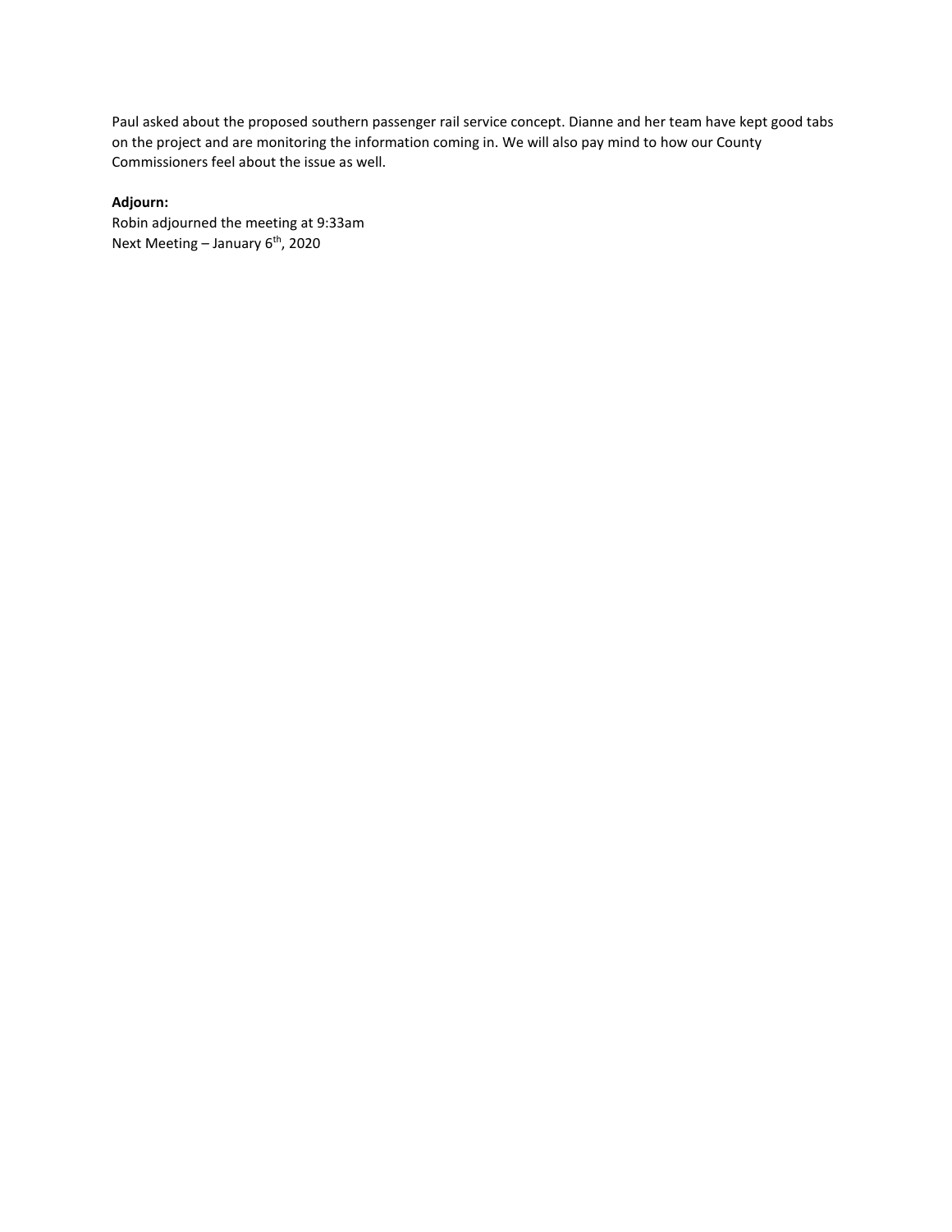Paul asked about the proposed southern passenger rail service concept. Dianne and her team have kept good tabs on the project and are monitoring the information coming in. We will also pay mind to how our County Commissioners feel about the issue as well.

**Adjourn:**

Robin adjourned the meeting at 9:33am
Next Meeting – January 6th, 2020